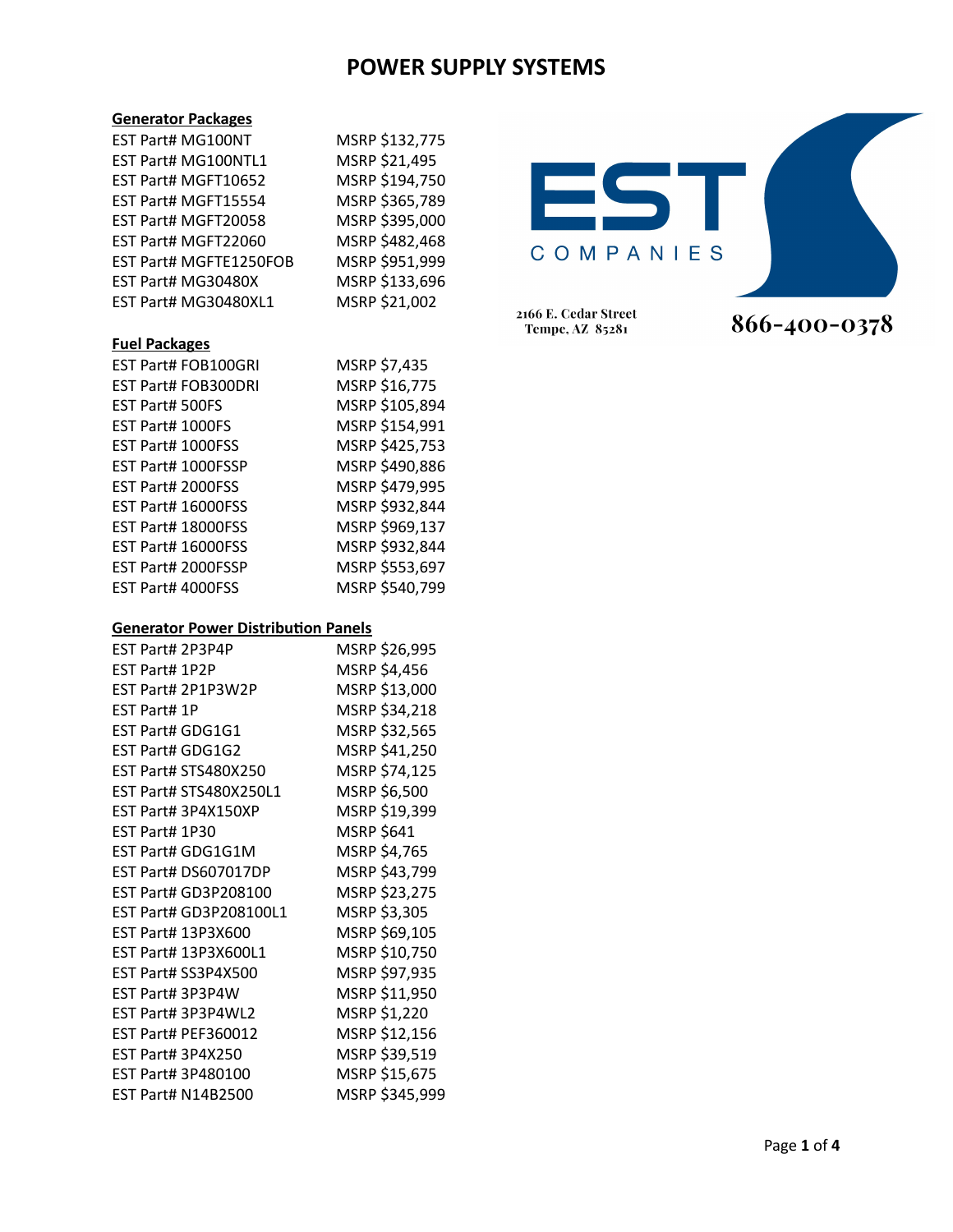# POWER SYSTEMS

EST COMPANIES

2166 E. Cedar Street
Tempe, AZ 85281

866-400-0378

## Generator Packages

| Part | MSRP |
|---|---|
| EST Part# MG100NT | MSRP $132,775 |
| EST Part# MG100NTL1 | MSRP $21,495 |
| EST Part# MGFT10652 | MSRP $194,750 |
| EST Part# MGFT15554 | MSRP $365,789 |
| EST Part# MGFT20058 | MSRP $395,000 |
| EST Part# MGFT22060 | MSRP $482,468 |
| EST Part# MGFTE1250FOB | MSRP $951,999 |
| EST Part# MG30480X | MSRP $133,696 |
| EST Part# MG30480XL1 | MSRP $21,002 |

## Fuel Packages

| Part | MSRP |
|---|---|
| EST Part# FOB100GRI | MSRP $7,435 |
| EST Part# FOB300DRI | MSRP $16,775 |
| EST Part# 500FS | MSRP $105,894 |
| EST Part# 1000FS | MSRP $154,991 |
| EST Part# 1000FSS | MSRP $425,753 |
| EST Part# 1000FSSP | MSRP $490,886 |
| EST Part# 2000FSS | MSRP $479,995 |
| EST Part# 16000FSS | MSRP $932,844 |
| EST Part# 18000FSS | MSRP $969,137 |
| EST Part# 16000FSS | MSRP $932,844 |
| EST Part# 2000FSSP | MSRP $553,697 |
| EST Part# 4000FSS | MSRP $540,799 |

## Generator Power Distribution Panels

| Part | MSRP |
|---|---|
| EST Part# 2P3P4P | MSRP $26,995 |
| EST Part# 1P2P | MSRP $4,456 |
| EST Part# 2P1P3W2P | MSRP $13,000 |
| EST Part# 1P | MSRP $34,218 |
| EST Part# GDG1G1 | MSRP $32,565 |
| EST Part# GDG1G2 | MSRP $41,250 |
| EST Part# STS480X250 | MSRP $74,125 |
| EST Part# STS480X250L1 | MSRP $6,500 |
| EST Part# 3P4X150XP | MSRP $19,399 |
| EST Part# 1P30 | MSRP $641 |
| EST Part# GDG1G1M | MSRP $4,765 |
| EST Part# DS607017DP | MSRP $43,799 |
| EST Part# GD3P208100 | MSRP $23,275 |
| EST Part# GD3P208100L1 | MSRP $3,305 |
| EST Part# 13P3X600 | MSRP $69,105 |
| EST Part# 13P3X600L1 | MSRP $10,750 |
| EST Part# SS3P4X500 | MSRP $97,935 |
| EST Part# 3P3P4W | MSRP $11,950 |
| EST Part# 3P3P4WL2 | MSRP $1,220 |
| EST Part# PEF360012 | MSRP $12,156 |
| EST Part# 3P4X250 | MSRP $39,519 |
| EST Part# 3P480100 | MSRP $15,675 |
| EST Part# N14B2500 | MSRP $345,999 |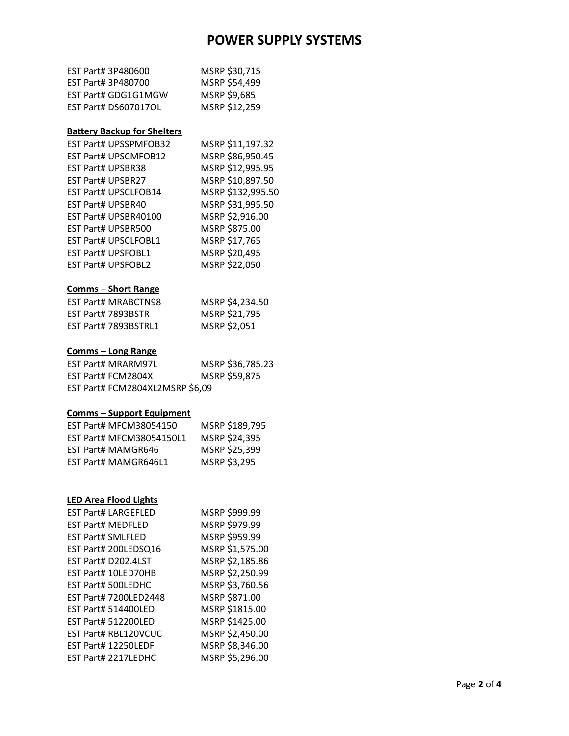# POWER SUPPLY SYSTEMS

EST Part# 3P480600 MSRP $30,715
EST Part# 3P480700 MSRP $54,499
EST Part# GDG1G1MGW MSRP $9,685
EST Part# DS607017OL MSRP $12,259

**Battery Backup for Shelters**

EST Part# UPSSPMFOB32 MSRP $11,197.32
EST Part# UPSCMFOB12 MSRP $86,950.45
EST Part# UPSBR38 MSRP $12,995.95
EST Part# UPSBR27 MSRP $10,897.50
EST Part# UPSCLFOB14 MSRP $132,995.50
EST Part# UPSBR40 MSRP $31,995.50
EST Part# UPSBR40100 MSRP $2,916.00
EST Part# UPSBR500 MSRP $875.00
EST Part# UPSCLFOBL1 MSRP $17,765
EST Part# UPSFOBL1 MSRP $20,495
EST Part# UPSFOBL2 MSRP $22,050

**Comms – Short Range**

EST Part# MRABCTN98 MSRP $4,234.50
EST Part# 7893BSTR MSRP $21,795
EST Part# 7893BSTRL1 MSRP $2,051

**Comms – Long Range**

EST Part# MRARM97L MSRP $36,785.23
EST Part# FCM2804X MSRP $59,875
EST Part# FCM2804XL2MSRP $6,09

**Comms – Support Equipment**

EST Part# MFCM38054150 MSRP $189,795
EST Part# MFCM38054150L1 MSRP $24,395
EST Part# MAMGR646 MSRP $25,399
EST Part# MAMGR646L1 MSRP $3,295

**LED Area Flood Lights**

EST Part# LARGEFLED MSRP $999.99
EST Part# MEDFLED MSRP $979.99
EST Part# SMLFLED MSRP $959.99
EST Part# 200LEDSQ16 MSRP $1,575.00
EST Part# D202.4LST MSRP $2,185.86
EST Part# 10LED70HB MSRP $2,250.99
EST Part# 500LEDHC MSRP $3,760.56
EST Part# 7200LED2448 MSRP $871.00
EST Part# 514400LED MSRP $1815.00
EST Part# 512200LED MSRP $1425.00
EST Part# RBL120VCUC MSRP $2,450.00
EST Part# 12250LEDF MSRP $8,346.00
EST Part# 2217LEDHC MSRP $5,296.00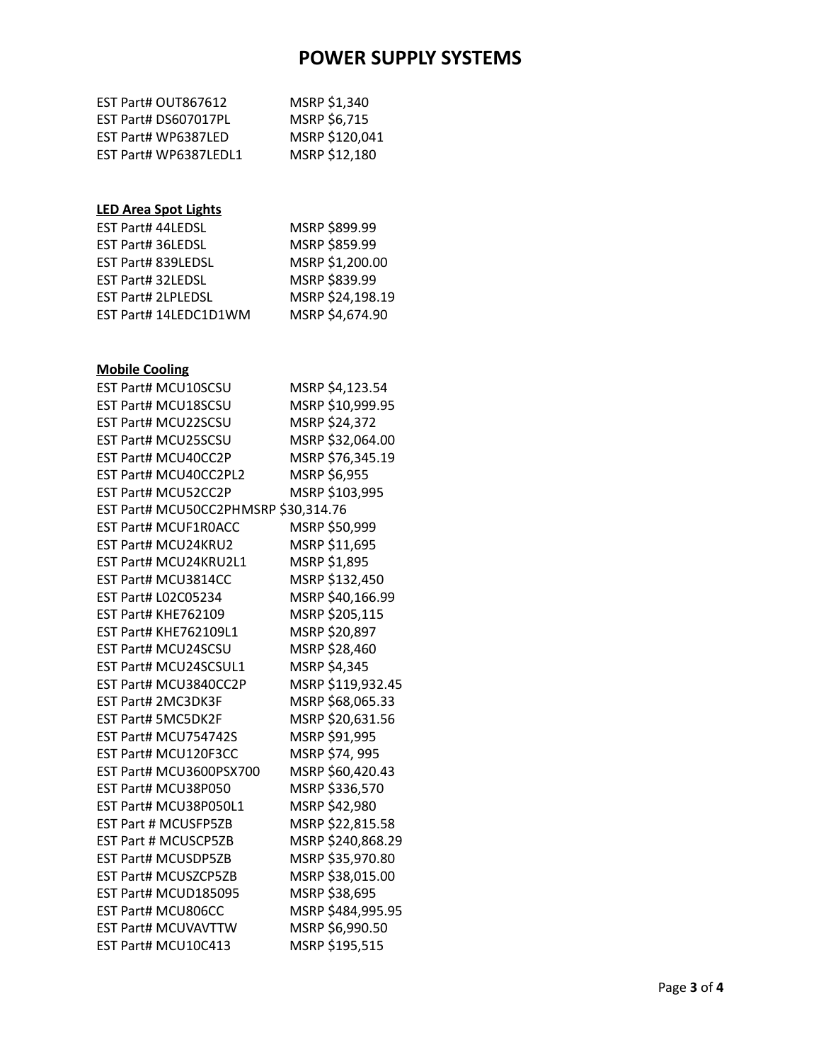# POWER SUPPLY SYSTEMS

EST Part# OUT867612 MSRP $1,340
EST Part# DS607017PL MSRP $6,715
EST Part# WP6387LED MSRP $120,041
EST Part# WP6387LEDL1 MSRP $12,180

**LED Area Spot Lights**

EST Part# 44LEDSL MSRP $899.99
EST Part# 36LEDSL MSRP $859.99
EST Part# 839LEDSL MSRP $1,200.00
EST Part# 32LEDSL MSRP $839.99
EST Part# 2LPLEDSL MSRP $24,198.19
EST Part# 14LEDC1D1WM MSRP $4,674.90

**Mobile Cooling**

EST Part# MCU10SCSU MSRP $4,123.54
EST Part# MCU18SCSU MSRP $10,999.95
EST Part# MCU22SCSU MSRP $24,372
EST Part# MCU25SCSU MSRP $32,064.00
EST Part# MCU40CC2P MSRP $76,345.19
EST Part# MCU40CC2PL2 MSRP $6,955
EST Part# MCU52CC2P MSRP $103,995
EST Part# MCU50CC2PHMSRP $30,314.76
EST Part# MCUF1R0ACC MSRP $50,999
EST Part# MCU24KRU2 MSRP $11,695
EST Part# MCU24KRU2L1 MSRP $1,895
EST Part# MCU3814CC MSRP $132,450
EST Part# L02C05234 MSRP $40,166.99
EST Part# KHE762109 MSRP $205,115
EST Part# KHE762109L1 MSRP $20,897
EST Part# MCU24SCSU MSRP $28,460
EST Part# MCU24SCSUL1 MSRP $4,345
EST Part# MCU3840CC2P MSRP $119,932.45
EST Part# 2MC3DK3F MSRP $68,065.33
EST Part# 5MC5DK2F MSRP $20,631.56
EST Part# MCU754742S MSRP $91,995
EST Part# MCU120F3CC MSRP $74, 995
EST Part# MCU3600PSX700 MSRP $60,420.43
EST Part# MCU38P050 MSRP $336,570
EST Part# MCU38P050L1 MSRP $42,980
EST Part # MCUSFP5ZB MSRP $22,815.58
EST Part # MCUSCP5ZB MSRP $240,868.29
EST Part# MCUSDP5ZB MSRP $35,970.80
EST Part# MCUSZCP5ZB MSRP $38,015.00
EST Part# MCUD185095 MSRP $38,695
EST Part# MCU806CC MSRP $484,995.95
EST Part# MCUVAVTTW MSRP $6,990.50
EST Part# MCU10C413 MSRP $195,515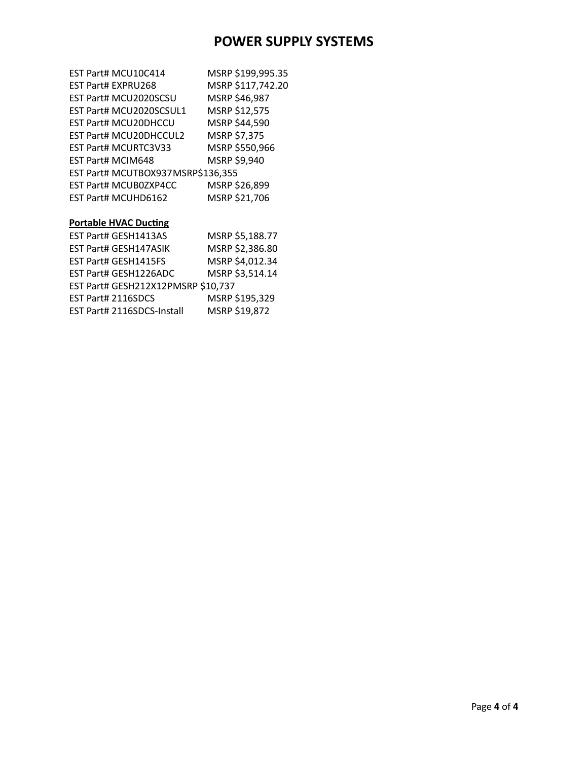# POWER SUPPLY SYSTEMS

EST Part# MCU10C414 MSRP $199,995.35
EST Part# EXPRU268 MSRP $117,742.20
EST Part# MCU2020SCSU MSRP $46,987
EST Part# MCU2020SCSUL1 MSRP $12,575
EST Part# MCU20DHCCU MSRP $44,590
EST Part# MCU20DHCCUL2 MSRP $7,375
EST Part# MCURTC3V33 MSRP $550,966
EST Part# MCIM648 MSRP $9,940
EST Part# MCUTBOX937MSRP$136,355
EST Part# MCUB0ZXP4CC MSRP $26,899
EST Part# MCUHD6162 MSRP $21,706

**Portable HVAC Ducting**

EST Part# GESH1413AS MSRP $5,188.77
EST Part# GESH147ASIK MSRP $2,386.80
EST Part# GESH1415FS MSRP $4,012.34
EST Part# GESH1226ADC MSRP $3,514.14
EST Part# GESH212X12PMSRP $10,737
EST Part# 2116SDCS MSRP $195,329
EST Part# 2116SDCS-Install MSRP $19,872